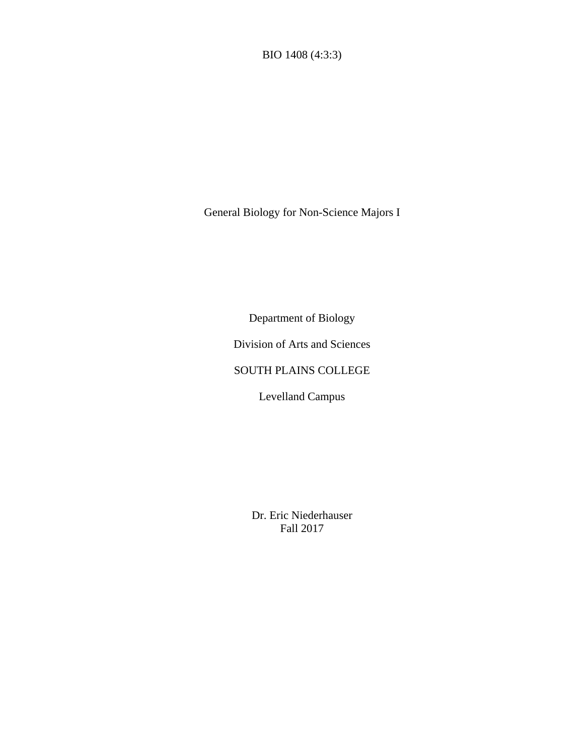BIO 1408 (4:3:3)

# General Biology for Non-Science Majors I

Department of Biology

Division of Arts and Sciences

SOUTH PLAINS COLLEGE

Levelland Campus

Dr. Eric Niederhauser
Fall 2017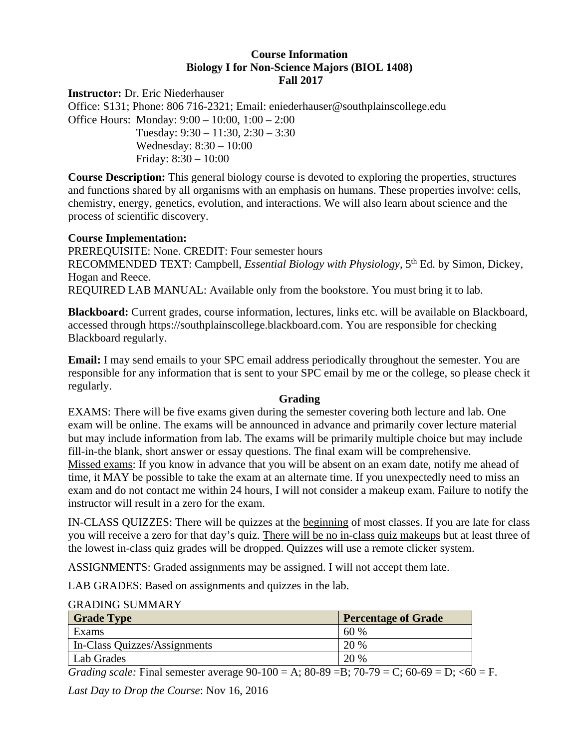**Course Information**
**Biology I for Non-Science Majors (BIOL 1408)**
**Fall 2017**

**Instructor:** Dr. Eric Niederhauser
Office: S131; Phone: 806 716-2321; Email: eniederhauser@southplainscollege.edu
Office Hours: Monday: 9:00 – 10:00, 1:00 – 2:00
Tuesday: 9:30 – 11:30, 2:30 – 3:30
Wednesday: 8:30 – 10:00
Friday: 8:30 – 10:00

**Course Description:** This general biology course is devoted to exploring the properties, structures and functions shared by all organisms with an emphasis on humans. These properties involve: cells, chemistry, energy, genetics, evolution, and interactions. We will also learn about science and the process of scientific discovery.

**Course Implementation:**
PREREQUISITE: None. CREDIT: Four semester hours
RECOMMENDED TEXT: Campbell, *Essential Biology with Physiology*, 5th Ed. by Simon, Dickey, Hogan and Reece.
REQUIRED LAB MANUAL: Available only from the bookstore. You must bring it to lab.

**Blackboard:** Current grades, course information, lectures, links etc. will be available on Blackboard, accessed through https://southplainscollege.blackboard.com. You are responsible for checking Blackboard regularly.

**Email:** I may send emails to your SPC email address periodically throughout the semester. You are responsible for any information that is sent to your SPC email by me or the college, so please check it regularly.

**Grading**

EXAMS: There will be five exams given during the semester covering both lecture and lab. One exam will be online. The exams will be announced in advance and primarily cover lecture material but may include information from lab. The exams will be primarily multiple choice but may include fill-in-the blank, short answer or essay questions. The final exam will be comprehensive.
Missed exams: If you know in advance that you will be absent on an exam date, notify me ahead of time, it MAY be possible to take the exam at an alternate time. If you unexpectedly need to miss an exam and do not contact me within 24 hours, I will not consider a makeup exam. Failure to notify the instructor will result in a zero for the exam.

IN-CLASS QUIZZES: There will be quizzes at the beginning of most classes. If you are late for class you will receive a zero for that day's quiz. There will be no in-class quiz makeups but at least three of the lowest in-class quiz grades will be dropped. Quizzes will use a remote clicker system.

ASSIGNMENTS: Graded assignments may be assigned. I will not accept them late.

LAB GRADES: Based on assignments and quizzes in the lab.

GRADING SUMMARY

| Grade Type | Percentage of Grade |
|---|---|
| Exams | 60 % |
| In-Class Quizzes/Assignments | 20 % |
| Lab Grades | 20 % |

*Grading scale:* Final semester average 90-100 = A; 80-89 =B; 70-79 = C; 60-69 = D; <60 = F.

*Last Day to Drop the Course*: Nov 16, 2016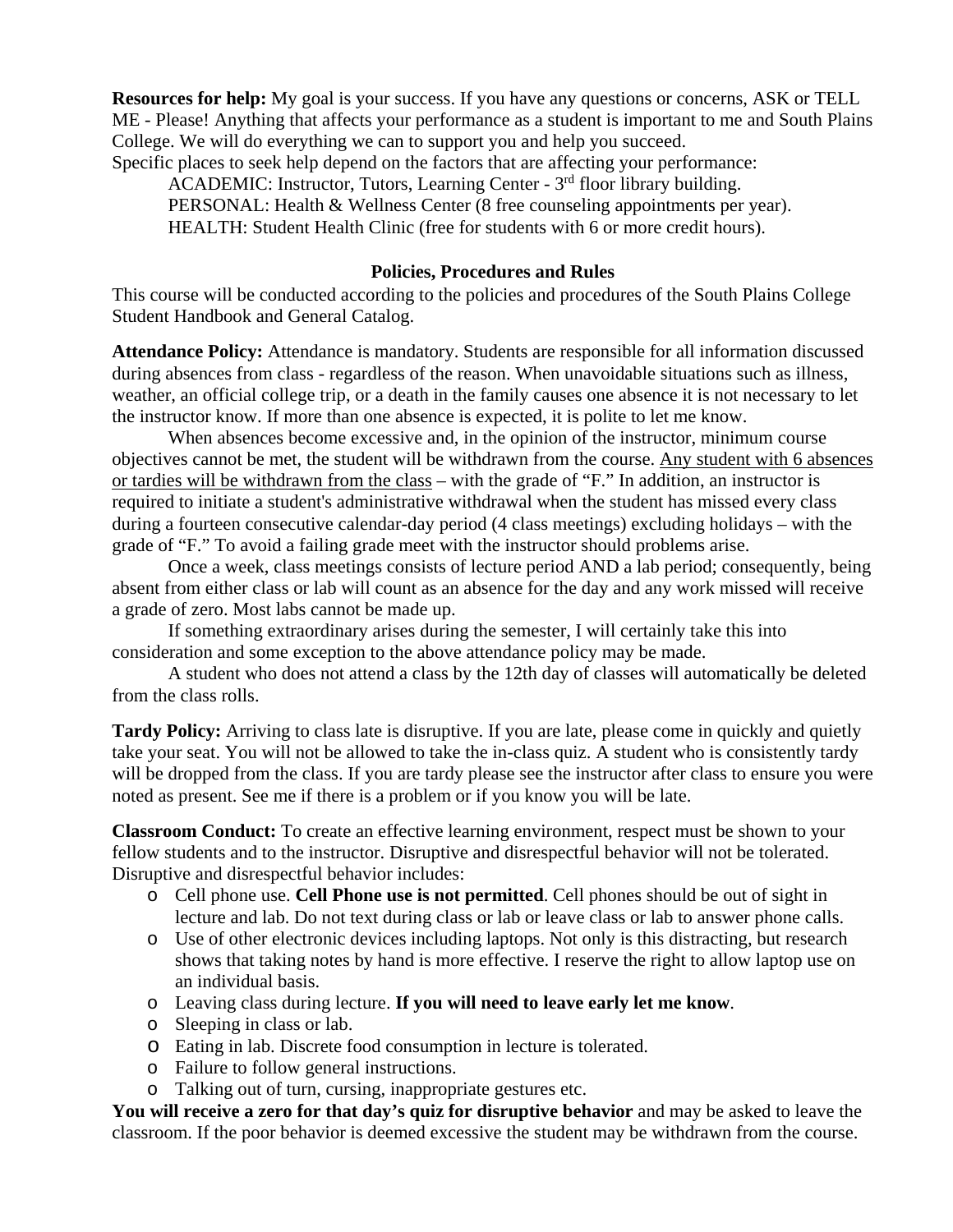**Resources for help:** My goal is your success. If you have any questions or concerns, ASK or TELL ME - Please! Anything that affects your performance as a student is important to me and South Plains College. We will do everything we can to support you and help you succeed.

Specific places to seek help depend on the factors that are affecting your performance:

ACADEMIC: Instructor, Tutors, Learning Center - 3rd floor library building.

PERSONAL: Health & Wellness Center (8 free counseling appointments per year).

HEALTH: Student Health Clinic (free for students with 6 or more credit hours).

## Policies, Procedures and Rules

This course will be conducted according to the policies and procedures of the South Plains College Student Handbook and General Catalog.

**Attendance Policy:** Attendance is mandatory. Students are responsible for all information discussed during absences from class - regardless of the reason. When unavoidable situations such as illness, weather, an official college trip, or a death in the family causes one absence it is not necessary to let the instructor know. If more than one absence is expected, it is polite to let me know.

When absences become excessive and, in the opinion of the instructor, minimum course objectives cannot be met, the student will be withdrawn from the course. Any student with 6 absences or tardies will be withdrawn from the class – with the grade of "F." In addition, an instructor is required to initiate a student's administrative withdrawal when the student has missed every class during a fourteen consecutive calendar-day period (4 class meetings) excluding holidays – with the grade of "F." To avoid a failing grade meet with the instructor should problems arise.

Once a week, class meetings consists of lecture period AND a lab period; consequently, being absent from either class or lab will count as an absence for the day and any work missed will receive a grade of zero. Most labs cannot be made up.

If something extraordinary arises during the semester, I will certainly take this into consideration and some exception to the above attendance policy may be made.

A student who does not attend a class by the 12th day of classes will automatically be deleted from the class rolls.

**Tardy Policy:** Arriving to class late is disruptive. If you are late, please come in quickly and quietly take your seat. You will not be allowed to take the in-class quiz. A student who is consistently tardy will be dropped from the class. If you are tardy please see the instructor after class to ensure you were noted as present. See me if there is a problem or if you know you will be late.

**Classroom Conduct:** To create an effective learning environment, respect must be shown to your fellow students and to the instructor. Disruptive and disrespectful behavior will not be tolerated. Disruptive and disrespectful behavior includes:

- Cell phone use. **Cell Phone use is not permitted**. Cell phones should be out of sight in lecture and lab. Do not text during class or lab or leave class or lab to answer phone calls.
- Use of other electronic devices including laptops. Not only is this distracting, but research shows that taking notes by hand is more effective. I reserve the right to allow laptop use on an individual basis.
- Leaving class during lecture. **If you will need to leave early let me know**.
- Sleeping in class or lab.
- Eating in lab. Discrete food consumption in lecture is tolerated.
- Failure to follow general instructions.
- Talking out of turn, cursing, inappropriate gestures etc.

**You will receive a zero for that day's quiz for disruptive behavior** and may be asked to leave the classroom. If the poor behavior is deemed excessive the student may be withdrawn from the course.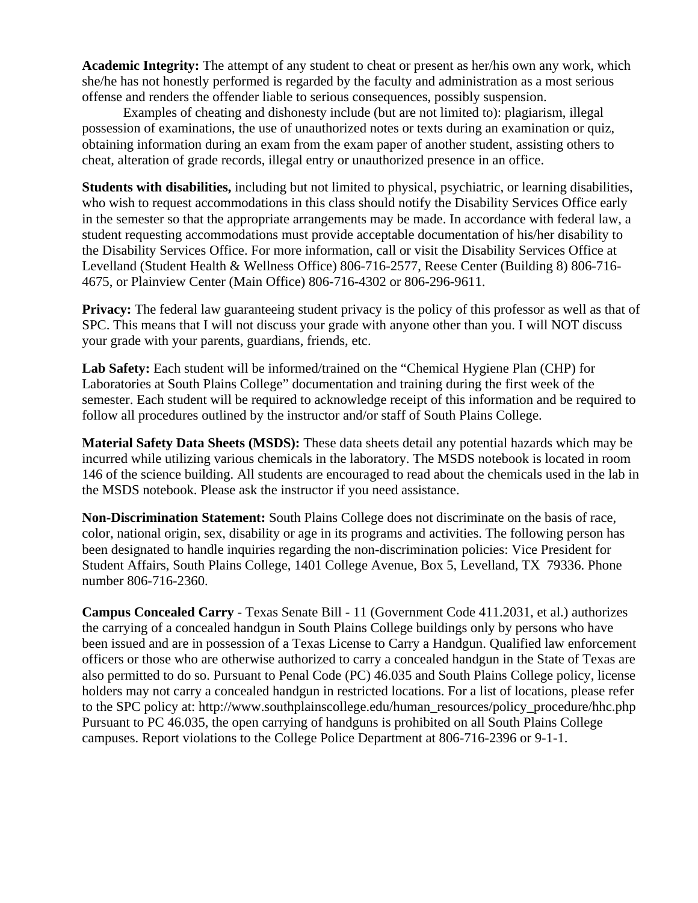**Academic Integrity:** The attempt of any student to cheat or present as her/his own any work, which she/he has not honestly performed is regarded by the faculty and administration as a most serious offense and renders the offender liable to serious consequences, possibly suspension.

Examples of cheating and dishonesty include (but are not limited to): plagiarism, illegal possession of examinations, the use of unauthorized notes or texts during an examination or quiz, obtaining information during an exam from the exam paper of another student, assisting others to cheat, alteration of grade records, illegal entry or unauthorized presence in an office.

**Students with disabilities,** including but not limited to physical, psychiatric, or learning disabilities, who wish to request accommodations in this class should notify the Disability Services Office early in the semester so that the appropriate arrangements may be made. In accordance with federal law, a student requesting accommodations must provide acceptable documentation of his/her disability to the Disability Services Office. For more information, call or visit the Disability Services Office at Levelland (Student Health & Wellness Office) 806-716-2577, Reese Center (Building 8) 806-716-4675, or Plainview Center (Main Office) 806-716-4302 or 806-296-9611.

**Privacy:** The federal law guaranteeing student privacy is the policy of this professor as well as that of SPC. This means that I will not discuss your grade with anyone other than you. I will NOT discuss your grade with your parents, guardians, friends, etc.

**Lab Safety:** Each student will be informed/trained on the "Chemical Hygiene Plan (CHP) for Laboratories at South Plains College" documentation and training during the first week of the semester. Each student will be required to acknowledge receipt of this information and be required to follow all procedures outlined by the instructor and/or staff of South Plains College.

**Material Safety Data Sheets (MSDS):** These data sheets detail any potential hazards which may be incurred while utilizing various chemicals in the laboratory. The MSDS notebook is located in room 146 of the science building. All students are encouraged to read about the chemicals used in the lab in the MSDS notebook. Please ask the instructor if you need assistance.

**Non-Discrimination Statement:** South Plains College does not discriminate on the basis of race, color, national origin, sex, disability or age in its programs and activities. The following person has been designated to handle inquiries regarding the non-discrimination policies: Vice President for Student Affairs, South Plains College, 1401 College Avenue, Box 5, Levelland, TX 79336. Phone number 806-716-2360.

**Campus Concealed Carry** - Texas Senate Bill - 11 (Government Code 411.2031, et al.) authorizes the carrying of a concealed handgun in South Plains College buildings only by persons who have been issued and are in possession of a Texas License to Carry a Handgun. Qualified law enforcement officers or those who are otherwise authorized to carry a concealed handgun in the State of Texas are also permitted to do so. Pursuant to Penal Code (PC) 46.035 and South Plains College policy, license holders may not carry a concealed handgun in restricted locations. For a list of locations, please refer to the SPC policy at: http://www.southplainscollege.edu/human_resources/policy_procedure/hhc.php Pursuant to PC 46.035, the open carrying of handguns is prohibited on all South Plains College campuses. Report violations to the College Police Department at 806-716-2396 or 9-1-1.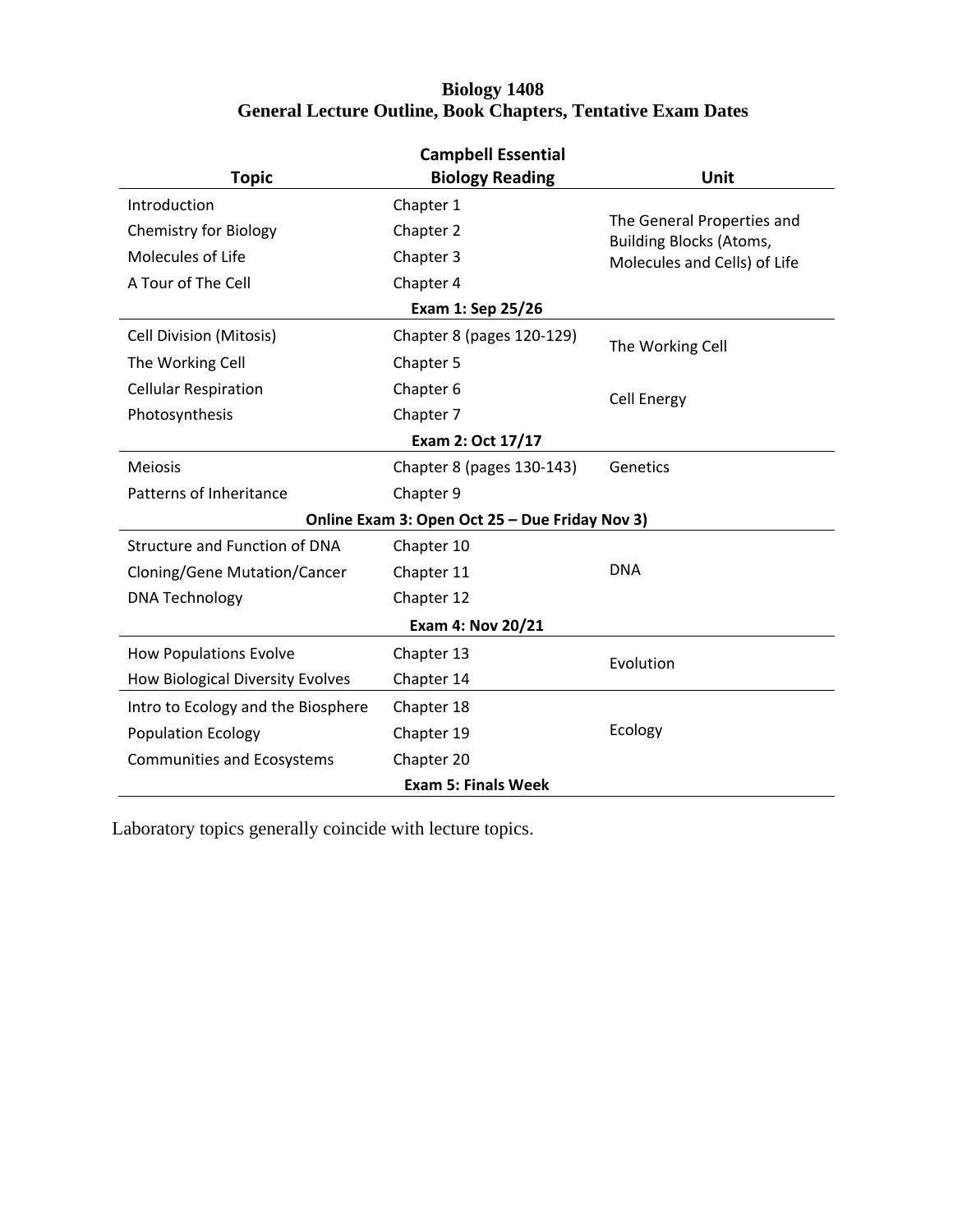**Biology 1408**
**General Lecture Outline, Book Chapters, Tentative Exam Dates**

| Topic | Campbell Essential Biology Reading | Unit |
|---|---|---|
| Introduction | Chapter 1 | The General Properties and Building Blocks (Atoms, Molecules and Cells) of Life |
| Chemistry for Biology | Chapter 2 | |
| Molecules of Life | Chapter 3 | |
| A Tour of The Cell | Chapter 4 | |
| **Exam 1: Sep 25/26** | | |
| Cell Division (Mitosis) | Chapter 8 (pages 120-129) | The Working Cell |
| The Working Cell | Chapter 5 | |
| Cellular Respiration | Chapter 6 | Cell Energy |
| Photosynthesis | Chapter 7 | |
| **Exam 2: Oct 17/17** | | |
| Meiosis | Chapter 8 (pages 130-143) | Genetics |
| Patterns of Inheritance | Chapter 9 | |
| **Online Exam 3: Open Oct 25 – Due Friday Nov 3)** | | |
| Structure and Function of DNA | Chapter 10 | DNA |
| Cloning/Gene Mutation/Cancer | Chapter 11 | |
| DNA Technology | Chapter 12 | |
| **Exam 4: Nov 20/21** | | |
| How Populations Evolve | Chapter 13 | Evolution |
| How Biological Diversity Evolves | Chapter 14 | |
| Intro to Ecology and the Biosphere | Chapter 18 | Ecology |
| Population Ecology | Chapter 19 | |
| Communities and Ecosystems | Chapter 20 | |
| **Exam 5: Finals Week** | | |

Laboratory topics generally coincide with lecture topics.